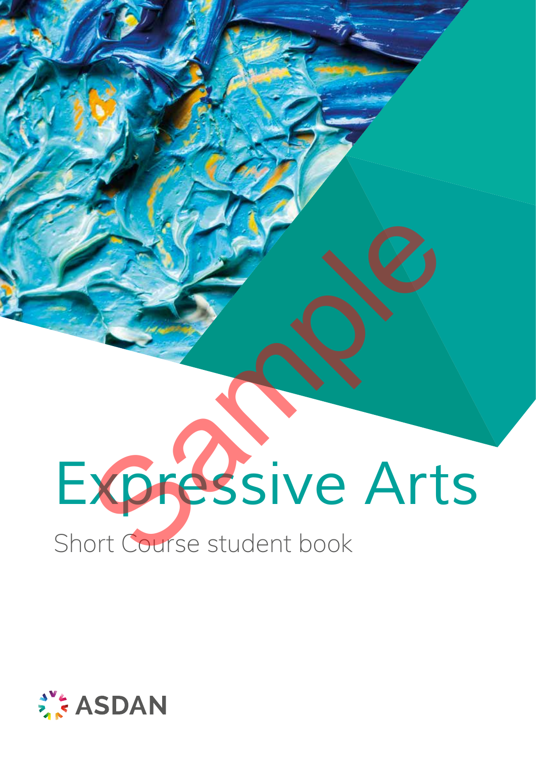# Expressive Arts

Short Course student book

ASDAN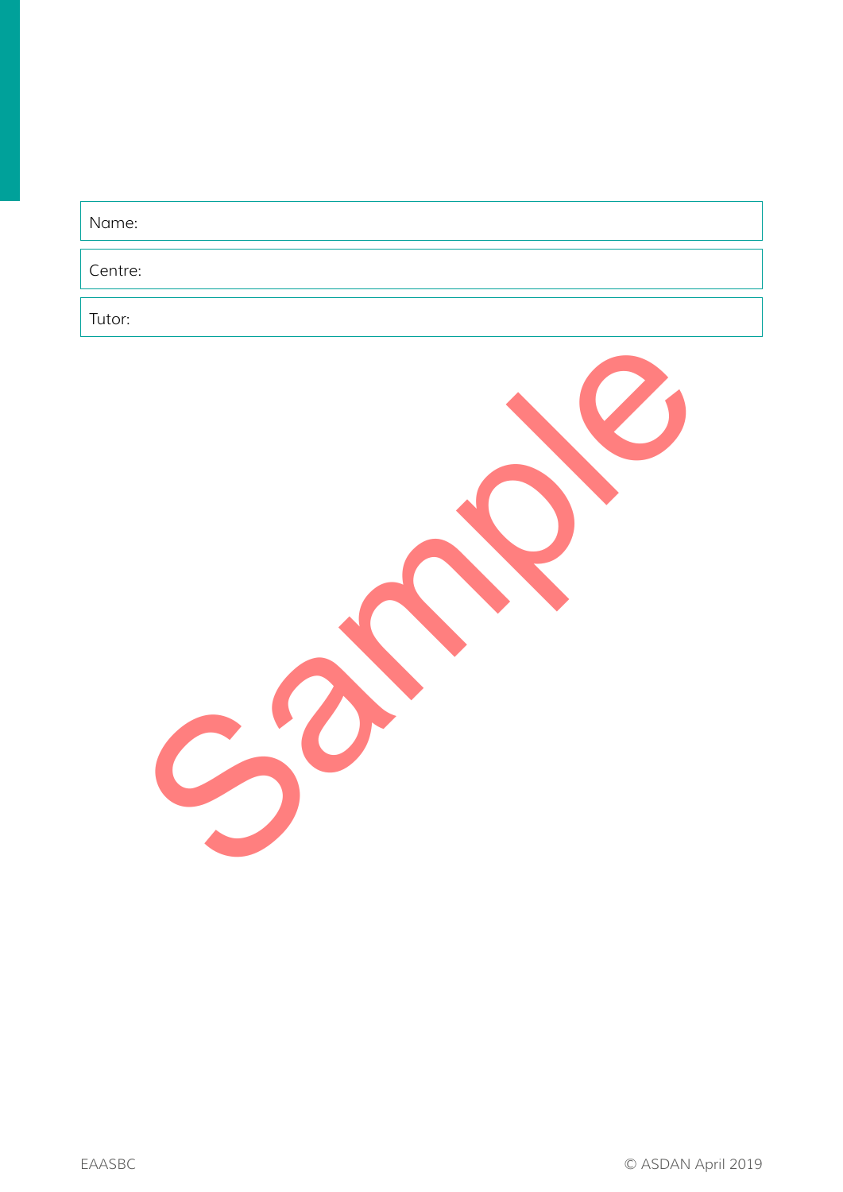Name:

Centre:

Tutor:

Sample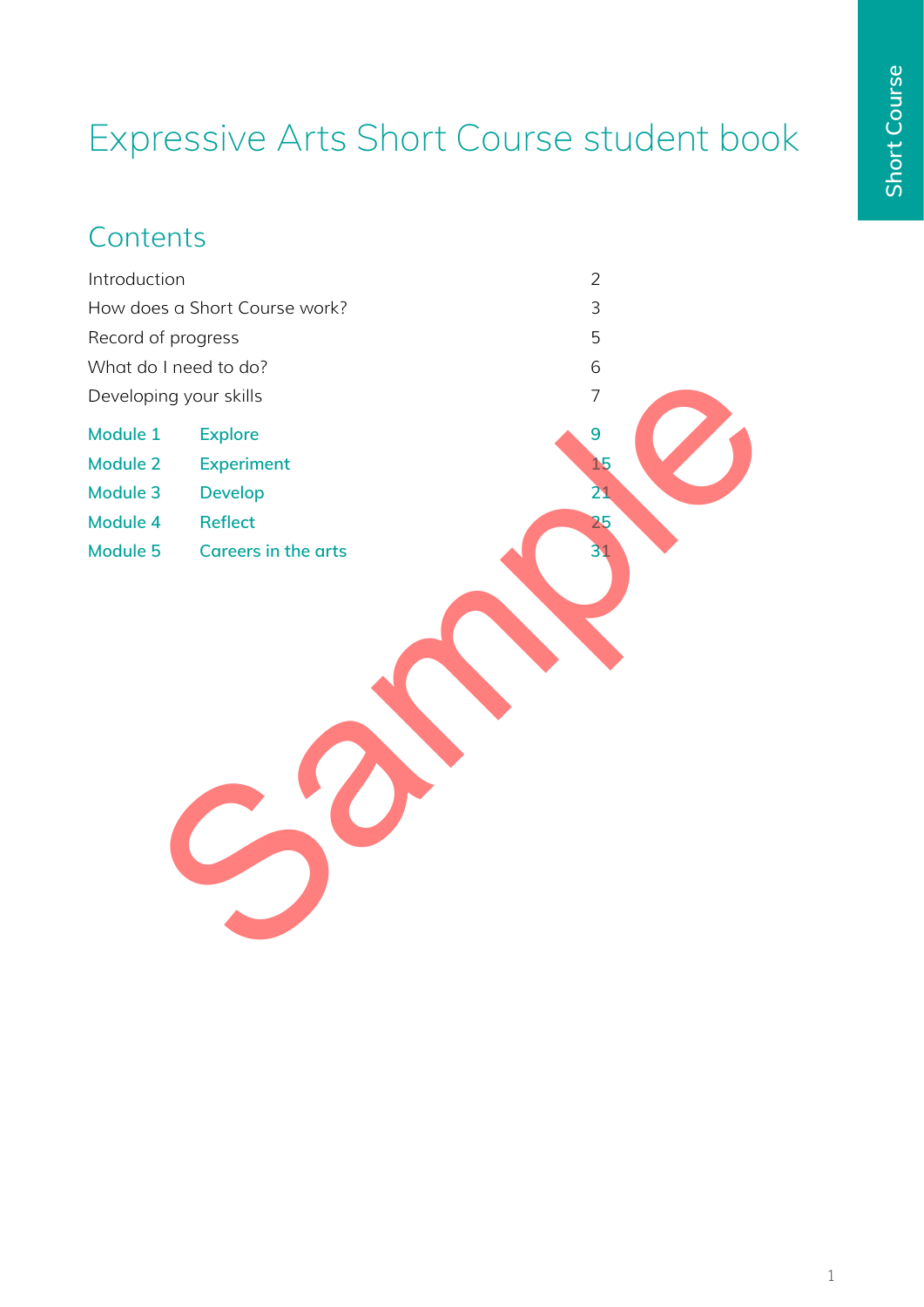# Expressive Arts Short Course student book

## Contents

| | | |
|---|---|---|
| Introduction | | 2 |
| How does a Short Course work? | | 3 |
| Record of progress | | 5 |
| What do I need to do? | | 6 |
| Developing your skills | | 7 |
| Module 1 | Explore | 9 |
| Module 2 | Experiment | 15 |
| Module 3 | Develop | 21 |
| Module 4 | Reflect | 25 |
| Module 5 | Careers in the arts | 31 |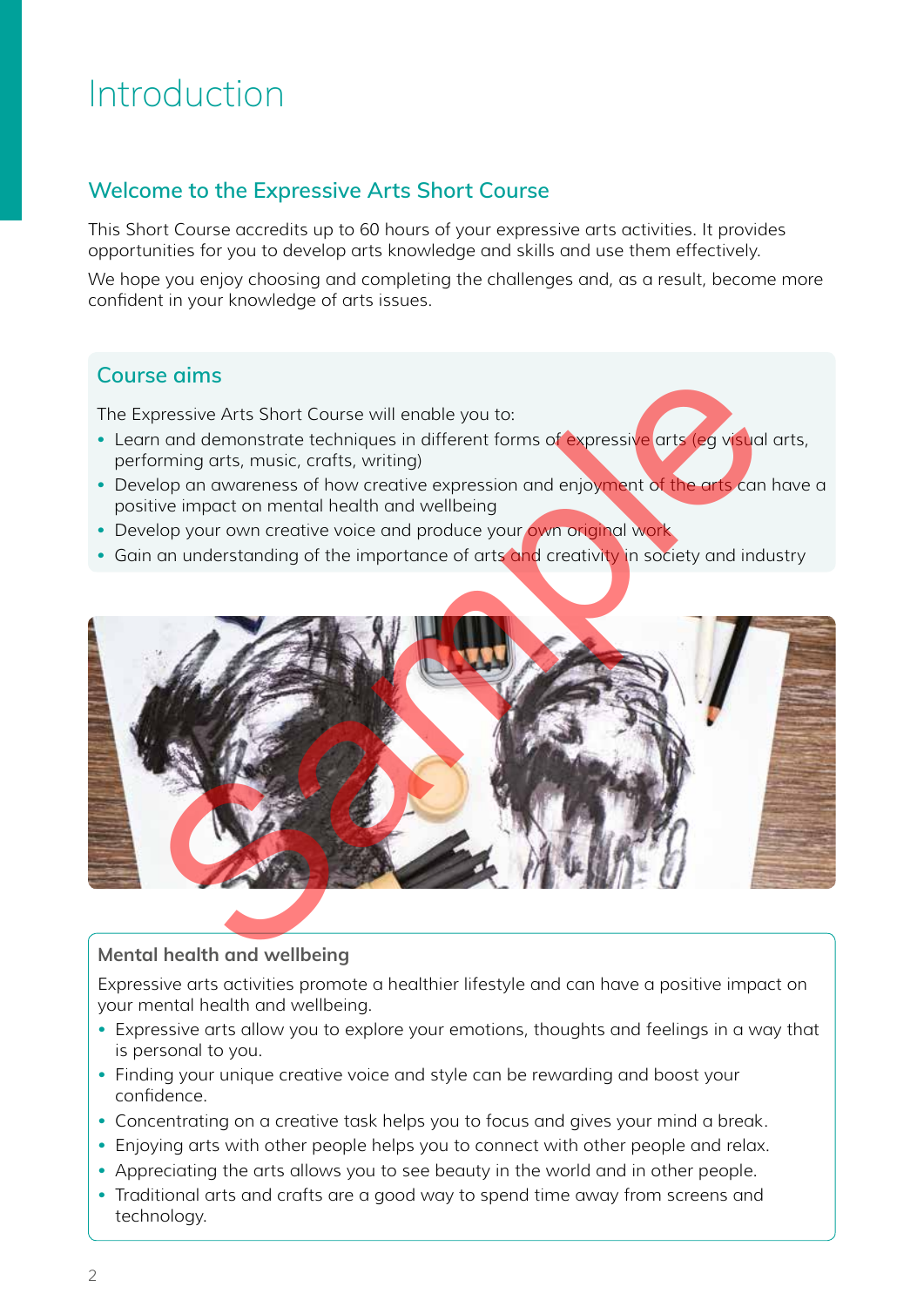# Introduction

## Welcome to the Expressive Arts Short Course

This Short Course accredits up to 60 hours of your expressive arts activities. It provides opportunities for you to develop arts knowledge and skills and use them effectively.

We hope you enjoy choosing and completing the challenges and, as a result, become more confident in your knowledge of arts issues.

## Course aims

The Expressive Arts Short Course will enable you to:

- Learn and demonstrate techniques in different forms of expressive arts (eg visual arts, performing arts, music, crafts, writing)
- Develop an awareness of how creative expression and enjoyment of the arts can have a positive impact on mental health and wellbeing
- Develop your own creative voice and produce your own original work
- Gain an understanding of the importance of arts and creativity in society and industry

### Mental health and wellbeing

Expressive arts activities promote a healthier lifestyle and can have a positive impact on your mental health and wellbeing.

- Expressive arts allow you to explore your emotions, thoughts and feelings in a way that is personal to you.
- Finding your unique creative voice and style can be rewarding and boost your confidence.
- Concentrating on a creative task helps you to focus and gives your mind a break.
- Enjoying arts with other people helps you to connect with other people and relax.
- Appreciating the arts allows you to see beauty in the world and in other people.
- Traditional arts and crafts are a good way to spend time away from screens and technology.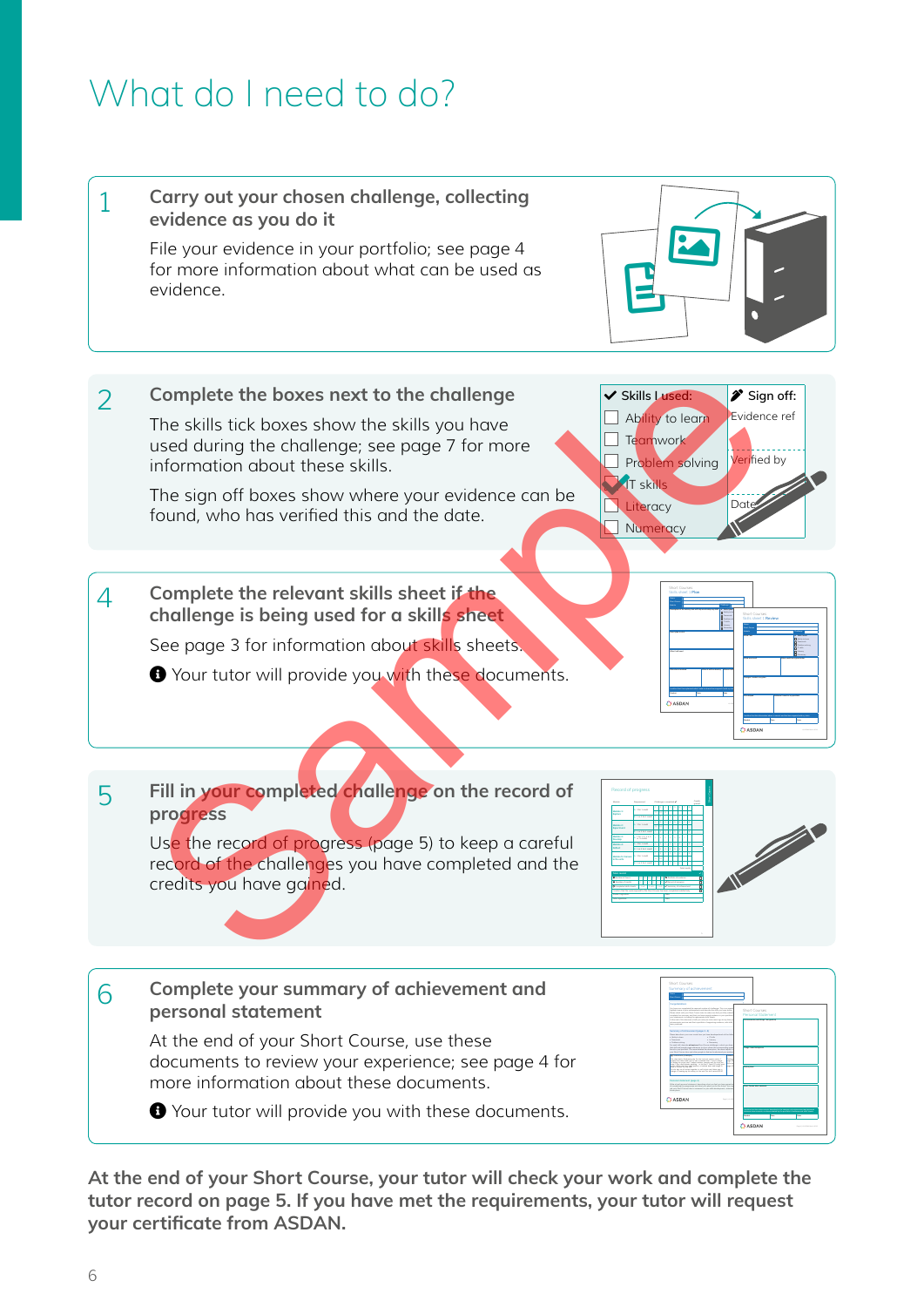# What do I need to do?

**1 Carry out your chosen challenge, collecting evidence as you do it**

File your evidence in your portfolio; see page 4 for more information about what can be used as evidence.

**2 Complete the boxes next to the challenge**

The skills tick boxes show the skills you have used during the challenge; see page 7 for more information about these skills.

The sign off boxes show where your evidence can be found, who has verified this and the date.

| Skills I used: | Sign off: |
|---|---|
| ☐ Ability to learn | Evidence ref |
| ☐ Teamwork | |
| ☐ Problem solving | Verified by |
| ☑ IT skills | |
| ☐ Literacy | Date |
| ☐ Numeracy | |

**4 Complete the relevant skills sheet if the challenge is being used for a skills sheet**

See page 3 for information about skills sheets.

Your tutor will provide you with these documents.

**5 Fill in your completed challenge on the record of progress**

Use the record of progress (page 5) to keep a careful record of the challenges you have completed and the credits you have gained.

**6 Complete your summary of achievement and personal statement**

At the end of your Short Course, use these documents to review your experience; see page 4 for more information about these documents.

Your tutor will provide you with these documents.

**At the end of your Short Course, your tutor will check your work and complete the tutor record on page 5. If you have met the requirements, your tutor will request your certificate from ASDAN.**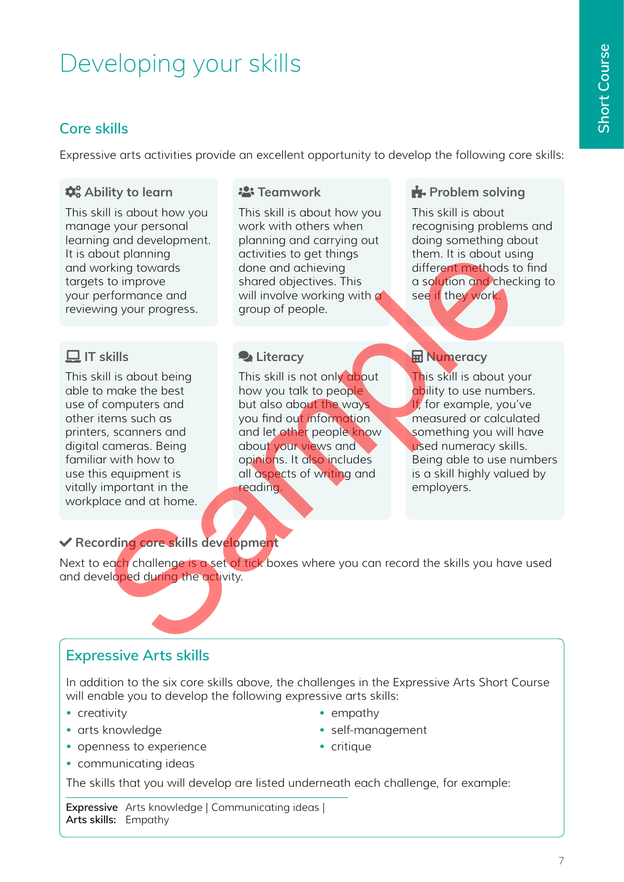# Developing your skills

## Core skills

Expressive arts activities provide an excellent opportunity to develop the following core skills:

### Ability to learn

This skill is about how you manage your personal learning and development. It is about planning and working towards targets to improve your performance and reviewing your progress.

### Teamwork

This skill is about how you work with others when planning and carrying out activities to get things done and achieving shared objectives. This will involve working with a group of people.

### Problem solving

This skill is about recognising problems and doing something about them. It is about using different methods to find a solution and checking to see if they work.

### IT skills

This skill is about being able to make the best use of computers and other items such as printers, scanners and digital cameras. Being familiar with how to use this equipment is vitally important in the workplace and at home.

### Literacy

This skill is not only about how you talk to people but also about the ways you find out information and let other people know about your views and opinions. It also includes all aspects of writing and reading.

### Numeracy

This skill is about your ability to use numbers. If, for example, you've measured or calculated something you will have used numeracy skills. Being able to use numbers is a skill highly valued by employers.

### ✔ Recording core skills development

Next to each challenge is a set of tick boxes where you can record the skills you have used and developed during the activity.

## Expressive Arts skills

In addition to the six core skills above, the challenges in the Expressive Arts Short Course will enable you to develop the following expressive arts skills:

- creativity
- arts knowledge
- openness to experience
- communicating ideas
- empathy
- self-management
- critique

The skills that you will develop are listed underneath each challenge, for example:

**Expressive Arts skills:** Arts knowledge | Communicating ideas | Empathy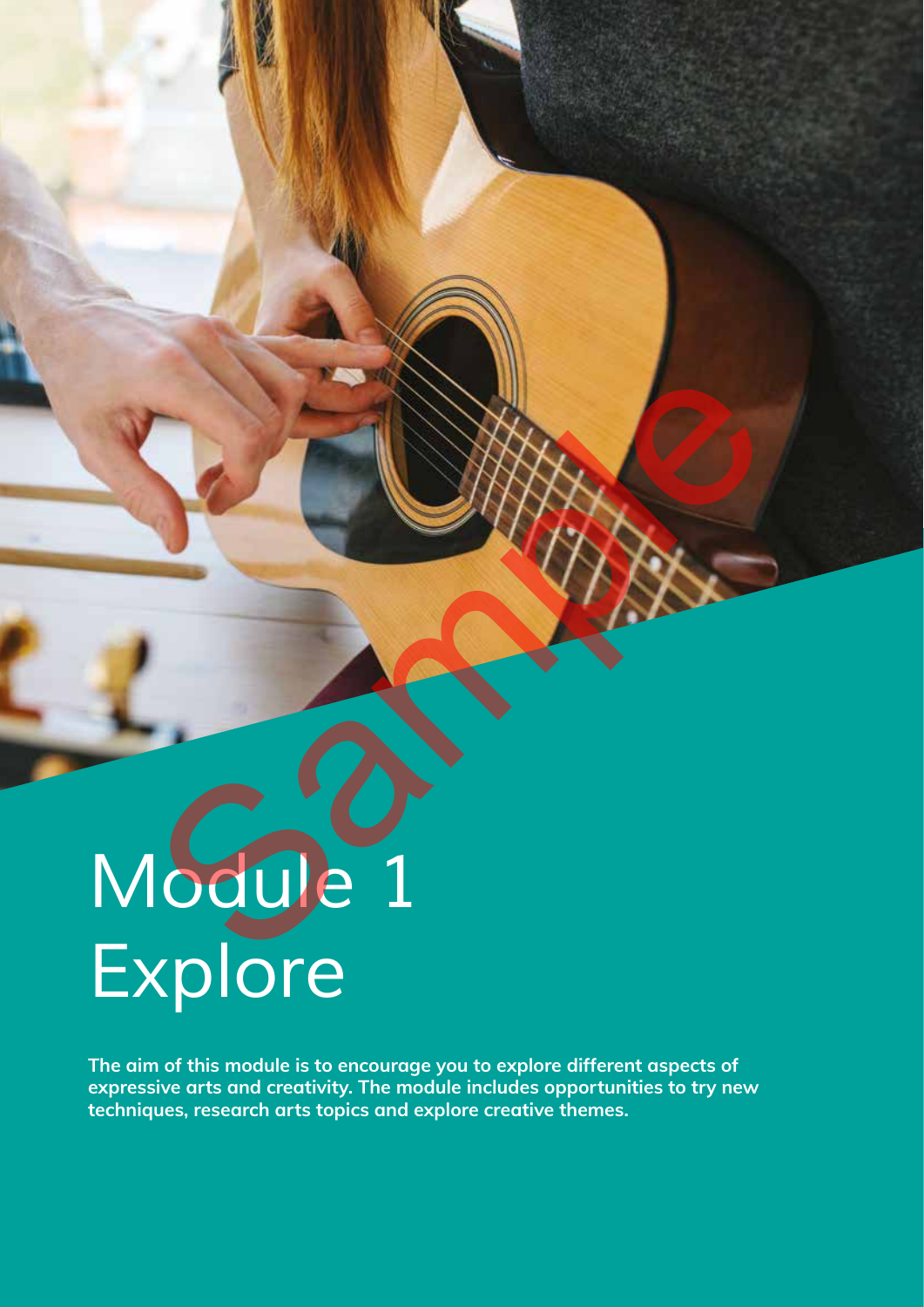# Module 1 Explore

**The aim of this module is to encourage you to explore different aspects of expressive arts and creativity. The module includes opportunities to try new techniques, research arts topics and explore creative themes.**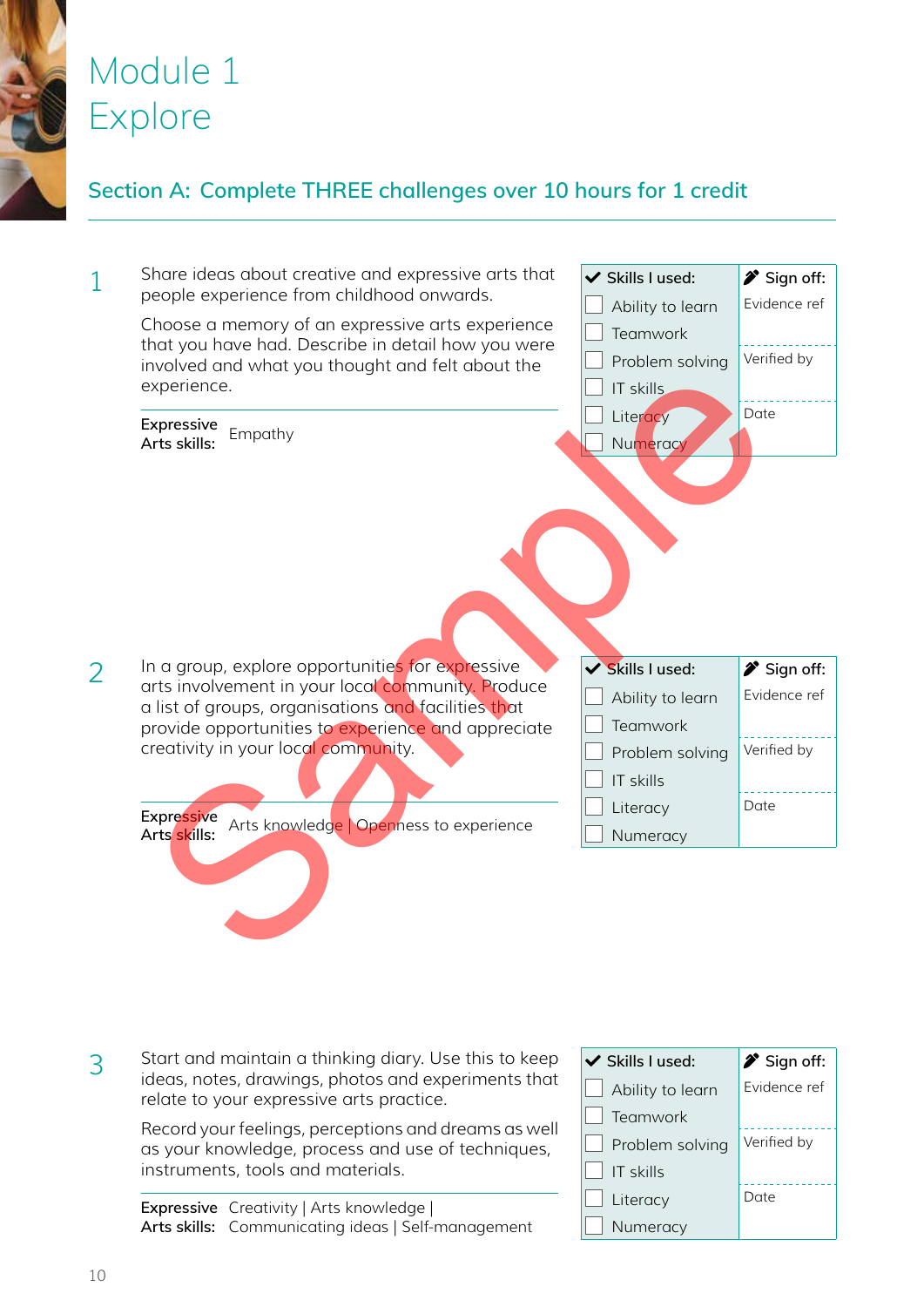# Module 1
# Explore

## Section A: Complete THREE challenges over 10 hours for 1 credit

**1**

Share ideas about creative and expressive arts that people experience from childhood onwards.

Choose a memory of an expressive arts experience that you have had. Describe in detail how you were involved and what you thought and felt about the experience.

**Expressive Arts skills:** Empathy

| ✔ Skills I used: | ✎ Sign off: |
|---|---|
| ☐ Ability to learn | Evidence ref |
| ☐ Teamwork | |
| ☐ Problem solving | Verified by |
| ☐ IT skills | |
| ☐ Literacy | Date |
| ☐ Numeracy | |

**2**

In a group, explore opportunities for expressive arts involvement in your local community. Produce a list of groups, organisations and facilities that provide opportunities to experience and appreciate creativity in your local community.

**Expressive Arts skills:** Arts knowledge | Openness to experience

| ✔ Skills I used: | ✎ Sign off: |
|---|---|
| ☐ Ability to learn | Evidence ref |
| ☐ Teamwork | |
| ☐ Problem solving | Verified by |
| ☐ IT skills | |
| ☐ Literacy | Date |
| ☐ Numeracy | |

**3**

Start and maintain a thinking diary. Use this to keep ideas, notes, drawings, photos and experiments that relate to your expressive arts practice.

Record your feelings, perceptions and dreams as well as your knowledge, process and use of techniques, instruments, tools and materials.

**Expressive Arts skills:** Creativity | Arts knowledge | Communicating ideas | Self-management

| ✔ Skills I used: | ✎ Sign off: |
|---|---|
| ☐ Ability to learn | Evidence ref |
| ☐ Teamwork | |
| ☐ Problem solving | Verified by |
| ☐ IT skills | |
| ☐ Literacy | Date |
| ☐ Numeracy | |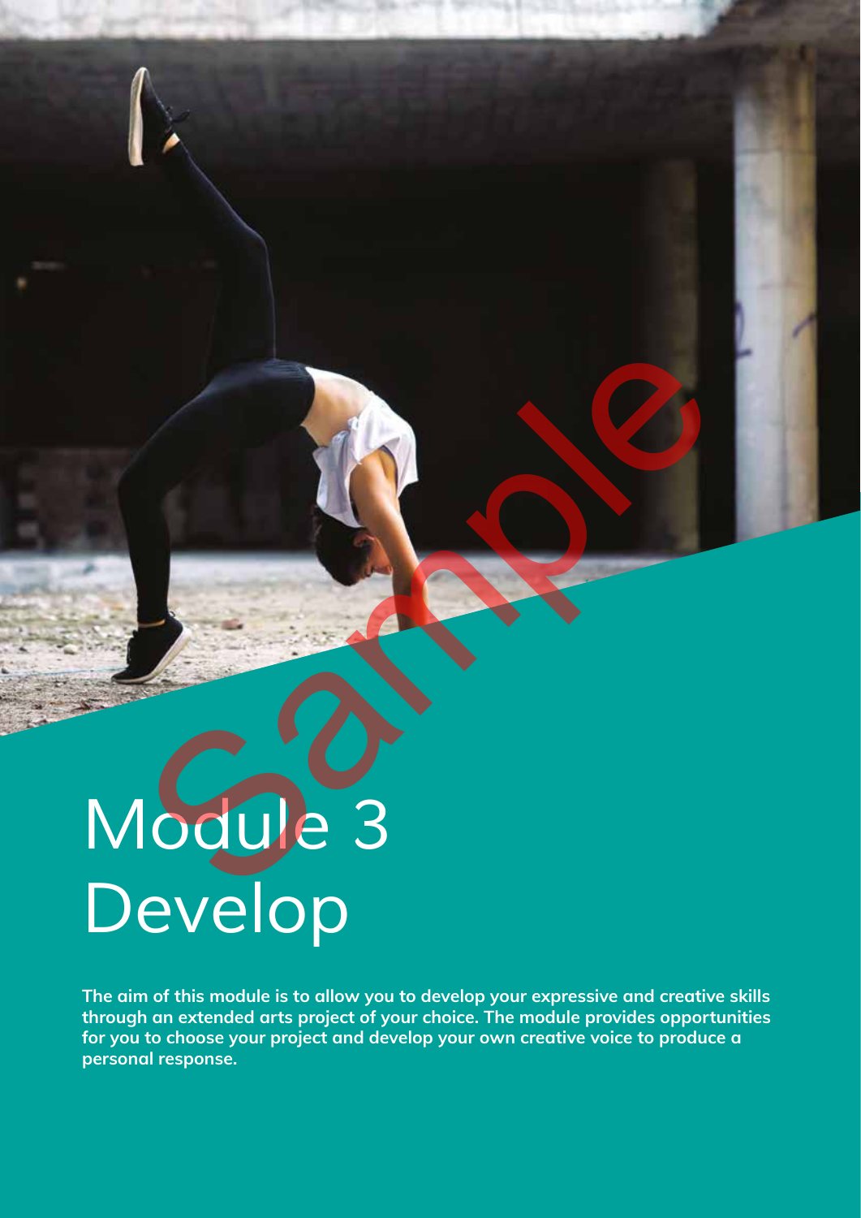# Module 3 Develop

**The aim of this module is to allow you to develop your expressive and creative skills through an extended arts project of your choice. The module provides opportunities for you to choose your project and develop your own creative voice to produce a personal response.**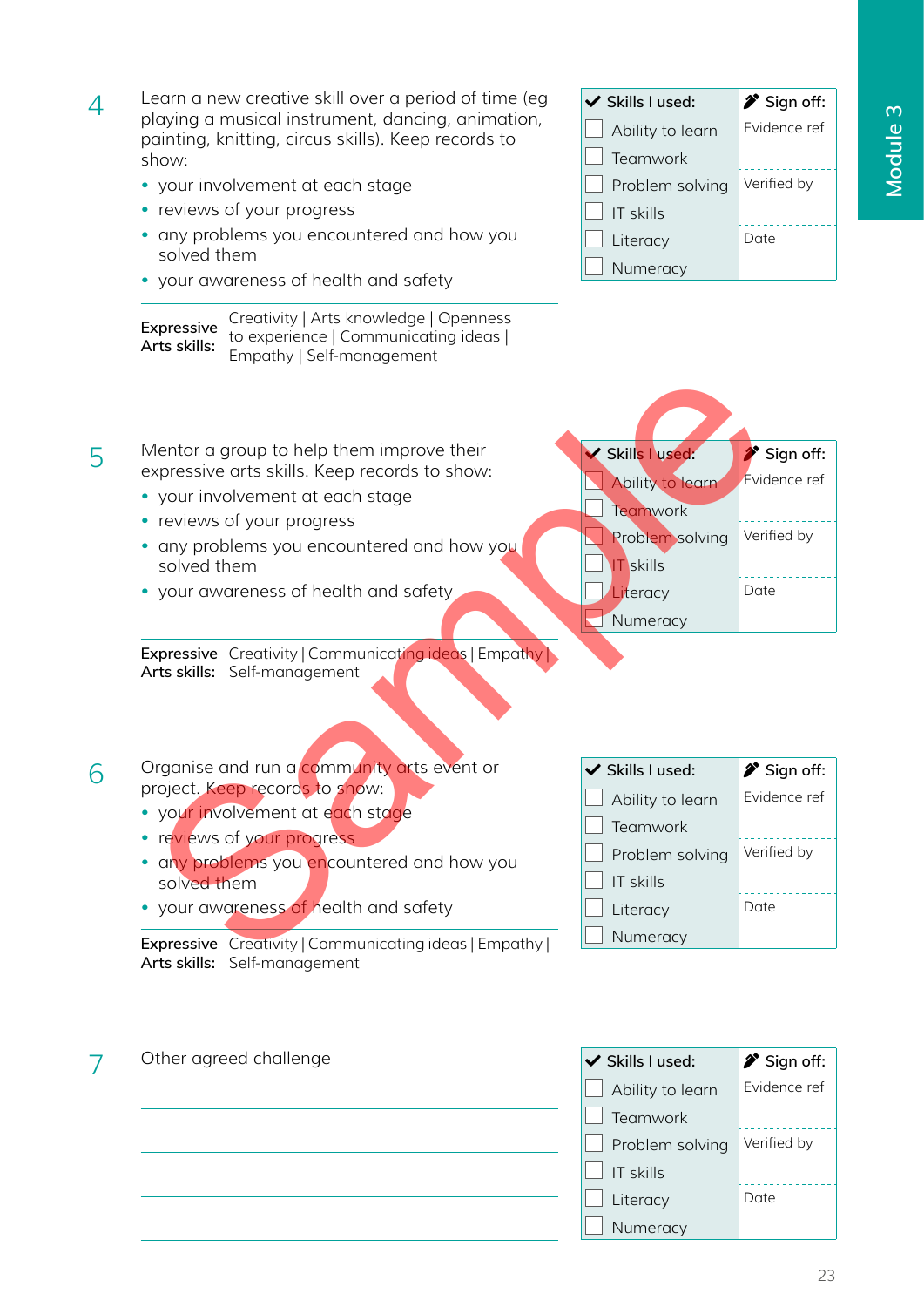## 4

Learn a new creative skill over a period of time (eg playing a musical instrument, dancing, animation, painting, knitting, circus skills). Keep records to show:

- your involvement at each stage
- reviews of your progress
- any problems you encountered and how you solved them
- your awareness of health and safety

**Expressive Arts skills:** Creativity | Arts knowledge | Openness to experience | Communicating ideas | Empathy | Self-management

| ✔ Skills I used: | ✎ Sign off: |
|---|---|
| ☐ Ability to learn | Evidence ref |
| ☐ Teamwork | |
| ☐ Problem solving | Verified by |
| ☐ IT skills | |
| ☐ Literacy | Date |
| ☐ Numeracy | |

## 5

Mentor a group to help them improve their expressive arts skills. Keep records to show:

- your involvement at each stage
- reviews of your progress
- any problems you encountered and how you solved them
- your awareness of health and safety

**Expressive Arts skills:** Creativity | Communicating ideas | Empathy | Self-management

| ✔ Skills I used: | ✎ Sign off: |
|---|---|
| ☐ Ability to learn | Evidence ref |
| ☐ Teamwork | |
| ☐ Problem solving | Verified by |
| ☐ IT skills | |
| ☐ Literacy | Date |
| ☐ Numeracy | |

## 6

Organise and run a community arts event or project. Keep records to show:

- your involvement at each stage
- reviews of your progress
- any problems you encountered and how you solved them
- your awareness of health and safety

**Expressive Arts skills:** Creativity | Communicating ideas | Empathy | Self-management

| ✔ Skills I used: | ✎ Sign off: |
|---|---|
| ☐ Ability to learn | Evidence ref |
| ☐ Teamwork | |
| ☐ Problem solving | Verified by |
| ☐ IT skills | |
| ☐ Literacy | Date |
| ☐ Numeracy | |

## 7

Other agreed challenge

| ✔ Skills I used: | ✎ Sign off: |
|---|---|
| ☐ Ability to learn | Evidence ref |
| ☐ Teamwork | |
| ☐ Problem solving | Verified by |
| ☐ IT skills | |
| ☐ Literacy | Date |
| ☐ Numeracy | |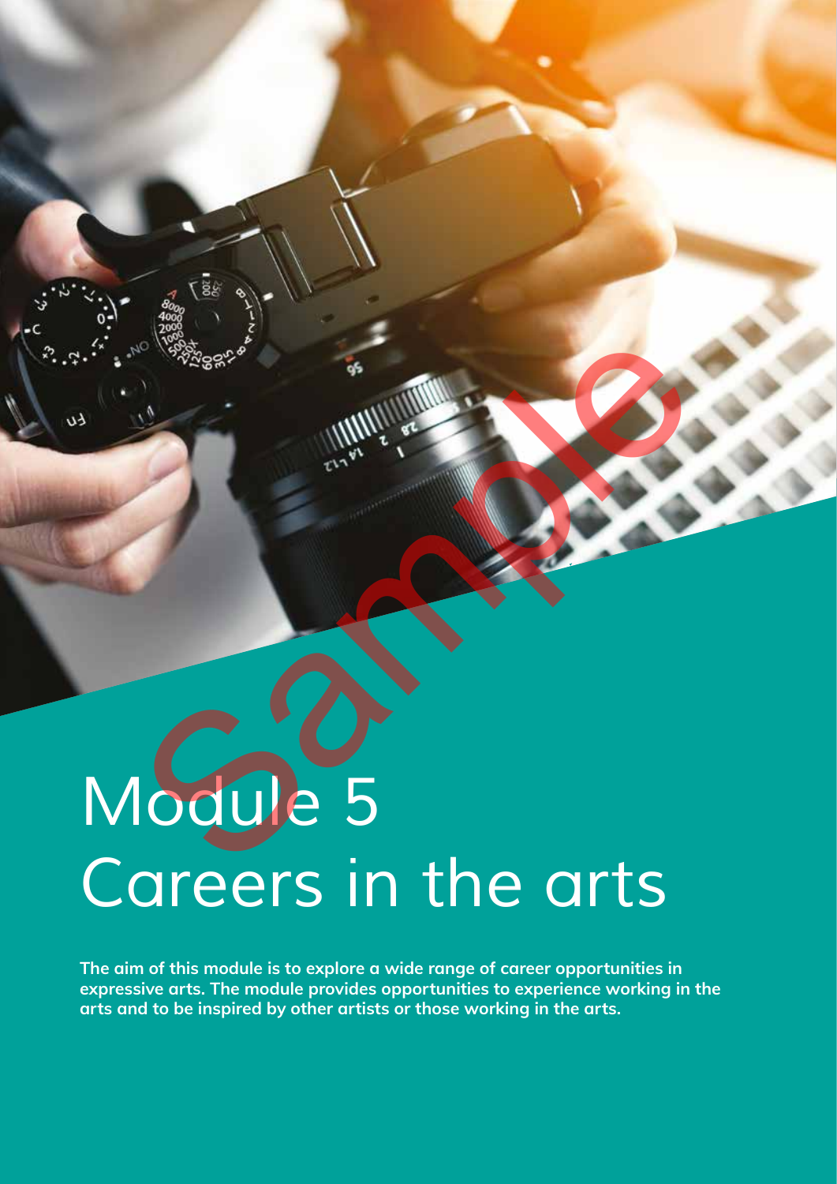# Module 5
# Careers in the arts

**The aim of this module is to explore a wide range of career opportunities in expressive arts. The module provides opportunities to experience working in the arts and to be inspired by other artists or those working in the arts.**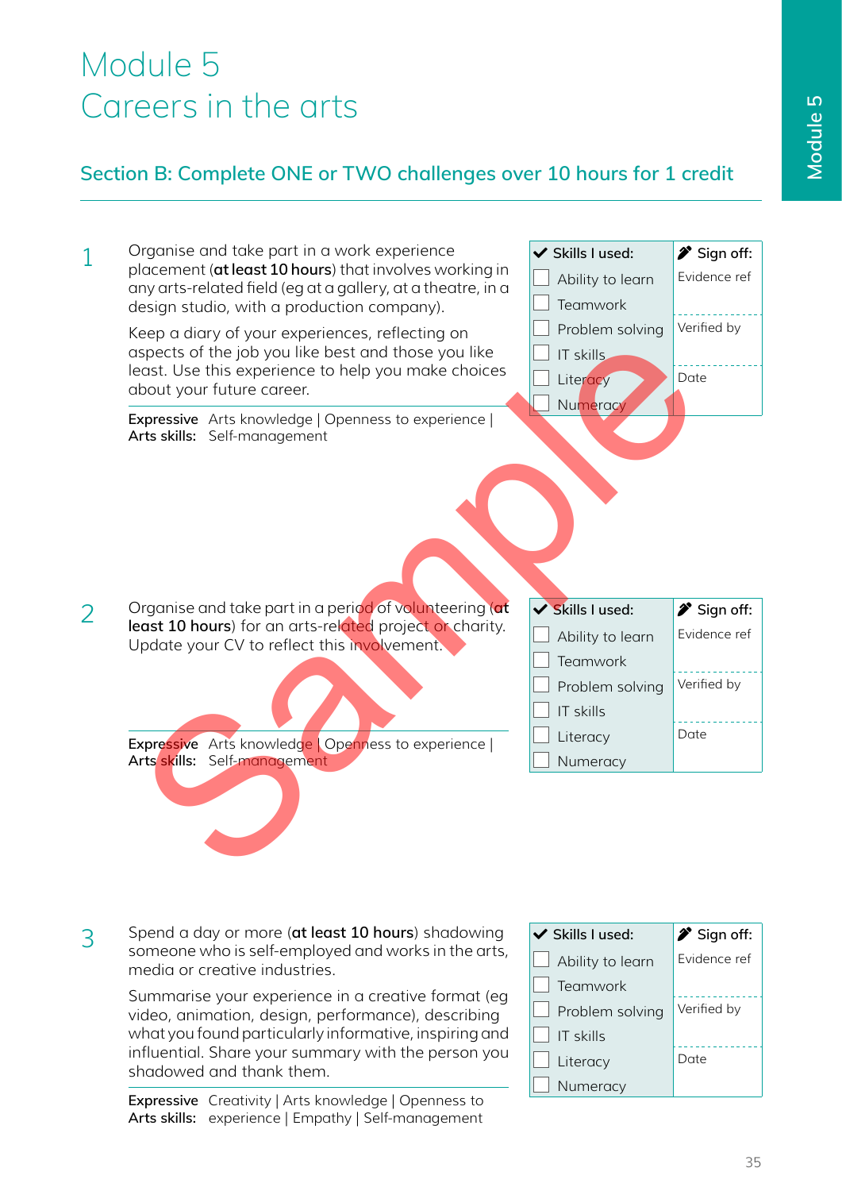# Module 5
# Careers in the arts

## Section B: Complete ONE or TWO challenges over 10 hours for 1 credit

1. Organise and take part in a work experience placement (**at least 10 hours**) that involves working in any arts-related field (eg at a gallery, at a theatre, in a design studio, with a production company).

   Keep a diary of your experiences, reflecting on aspects of the job you like best and those you like least. Use this experience to help you make choices about your future career.

   **Expressive Arts skills:** Arts knowledge | Openness to experience | Self-management

| ✔ Skills I used: | ✎ Sign off: |
|---|---|
| ☐ Ability to learn | Evidence ref |
| ☐ Teamwork | |
| ☐ Problem solving | Verified by |
| ☐ IT skills | |
| ☐ Literacy | Date |
| ☐ Numeracy | |

2. Organise and take part in a period of volunteering (**at least 10 hours**) for an arts-related project or charity. Update your CV to reflect this involvement.

   **Expressive Arts skills:** Arts knowledge | Openness to experience | Self-management

| ✔ Skills I used: | ✎ Sign off: |
|---|---|
| ☐ Ability to learn | Evidence ref |
| ☐ Teamwork | |
| ☐ Problem solving | Verified by |
| ☐ IT skills | |
| ☐ Literacy | Date |
| ☐ Numeracy | |

3. Spend a day or more (**at least 10 hours**) shadowing someone who is self-employed and works in the arts, media or creative industries.

   Summarise your experience in a creative format (eg video, animation, design, performance), describing what you found particularly informative, inspiring and influential. Share your summary with the person you shadowed and thank them.

   **Expressive Arts skills:** Creativity | Arts knowledge | Openness to experience | Empathy | Self-management

| ✔ Skills I used: | ✎ Sign off: |
|---|---|
| ☐ Ability to learn | Evidence ref |
| ☐ Teamwork | |
| ☐ Problem solving | Verified by |
| ☐ IT skills | |
| ☐ Literacy | Date |
| ☐ Numeracy | |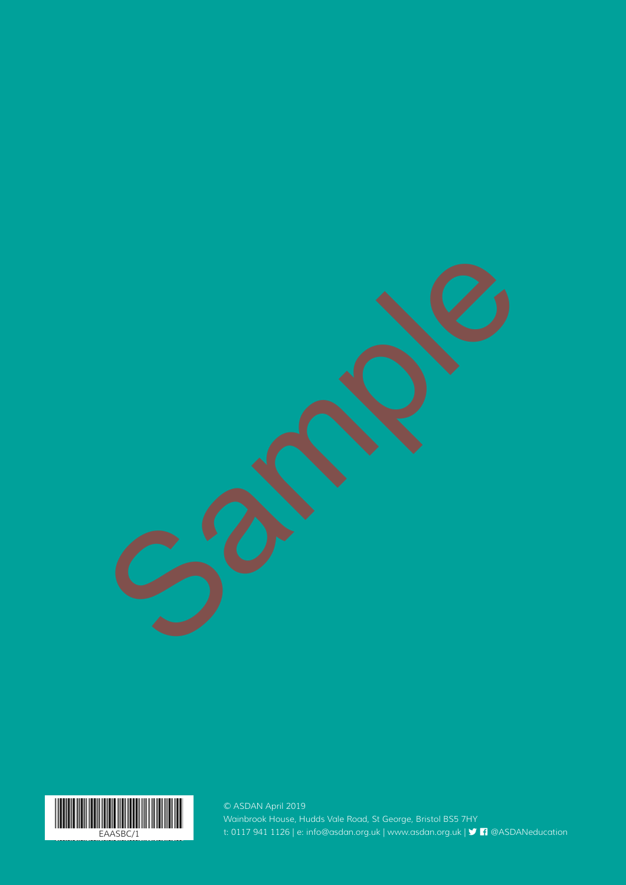Sample

EAASBC/1

© ASDAN April 2019
Wainbrook House, Hudds Vale Road, St George, Bristol BS5 7HY
t: 0117 941 1126 | e: info@asdan.org.uk | www.asdan.org.uk | @ASDANeducation